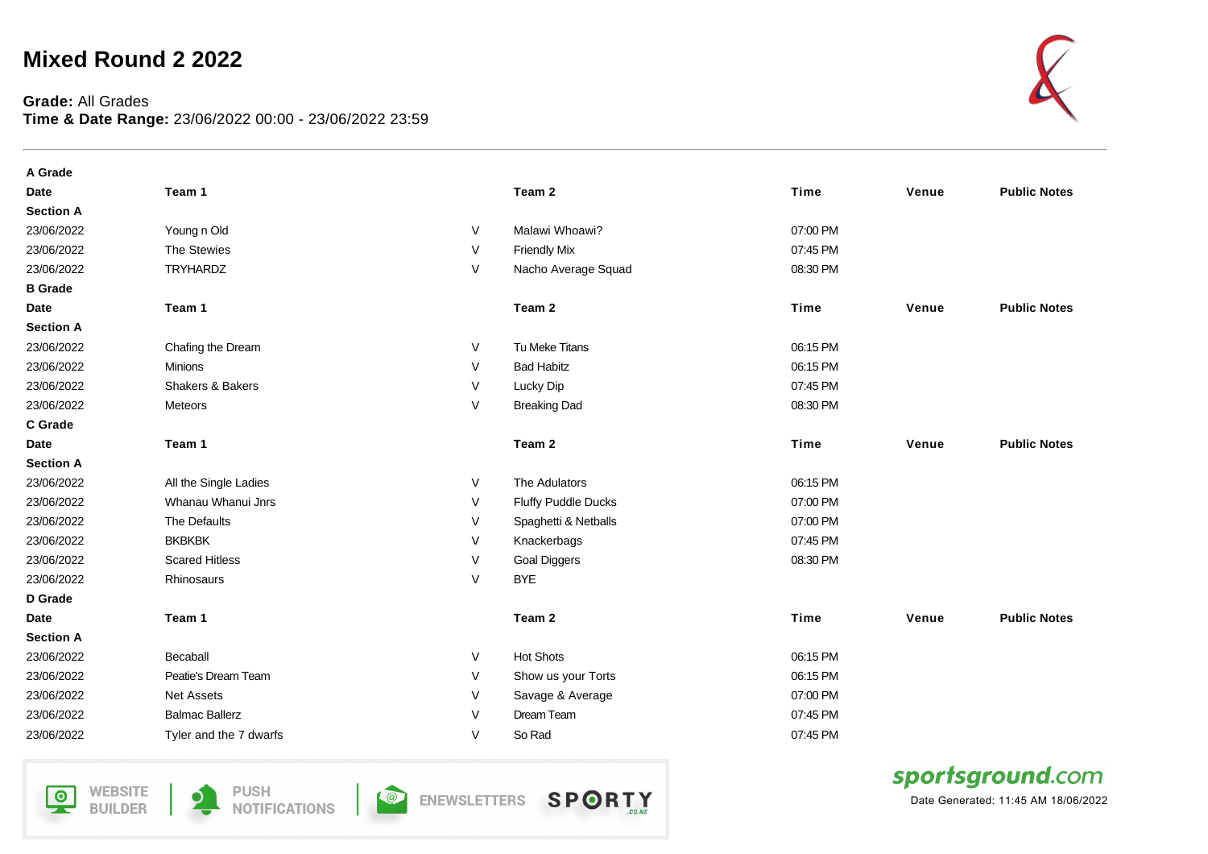# Mixed Round 2 2022

**Grade:** All Grades
**Time & Date Range:** 23/06/2022 00:00 - 23/06/2022 23:59

**A Grade**

| Date | Team 1 | | Team 2 | Time | Venue | Public Notes |
|---|---|---|---|---|---|---|
| **Section A** | | | | | | |
| 23/06/2022 | Young n Old | V | Malawi Whoawi? | 07:00 PM | | |
| 23/06/2022 | The Stewies | V | Friendly Mix | 07:45 PM | | |
| 23/06/2022 | TRYHARDZ | V | Nacho Average Squad | 08:30 PM | | |

**B Grade**

| Date | Team 1 | | Team 2 | Time | Venue | Public Notes |
|---|---|---|---|---|---|---|
| **Section A** | | | | | | |
| 23/06/2022 | Chafing the Dream | V | Tu Meke Titans | 06:15 PM | | |
| 23/06/2022 | Minions | V | Bad Habitz | 06:15 PM | | |
| 23/06/2022 | Shakers & Bakers | V | Lucky Dip | 07:45 PM | | |
| 23/06/2022 | Meteors | V | Breaking Dad | 08:30 PM | | |

**C Grade**

| Date | Team 1 | | Team 2 | Time | Venue | Public Notes |
|---|---|---|---|---|---|---|
| **Section A** | | | | | | |
| 23/06/2022 | All the Single Ladies | V | The Adulators | 06:15 PM | | |
| 23/06/2022 | Whanau Whanui Jnrs | V | Fluffy Puddle Ducks | 07:00 PM | | |
| 23/06/2022 | The Defaults | V | Spaghetti & Netballs | 07:00 PM | | |
| 23/06/2022 | BKBKBK | V | Knackerbags | 07:45 PM | | |
| 23/06/2022 | Scared Hitless | V | Goal Diggers | 08:30 PM | | |
| 23/06/2022 | Rhinosaurs | V | BYE | | | |

**D Grade**

| Date | Team 1 | | Team 2 | Time | Venue | Public Notes |
|---|---|---|---|---|---|---|
| **Section A** | | | | | | |
| 23/06/2022 | Becaball | V | Hot Shots | 06:15 PM | | |
| 23/06/2022 | Peatie's Dream Team | V | Show us your Torts | 06:15 PM | | |
| 23/06/2022 | Net Assets | V | Savage & Average | 07:00 PM | | |
| 23/06/2022 | Balmac Ballerz | V | Dream Team | 07:45 PM | | |
| 23/06/2022 | Tyler and the 7 dwarfs | V | So Rad | 07:45 PM | | |

Date Generated: 11:45 AM 18/06/2022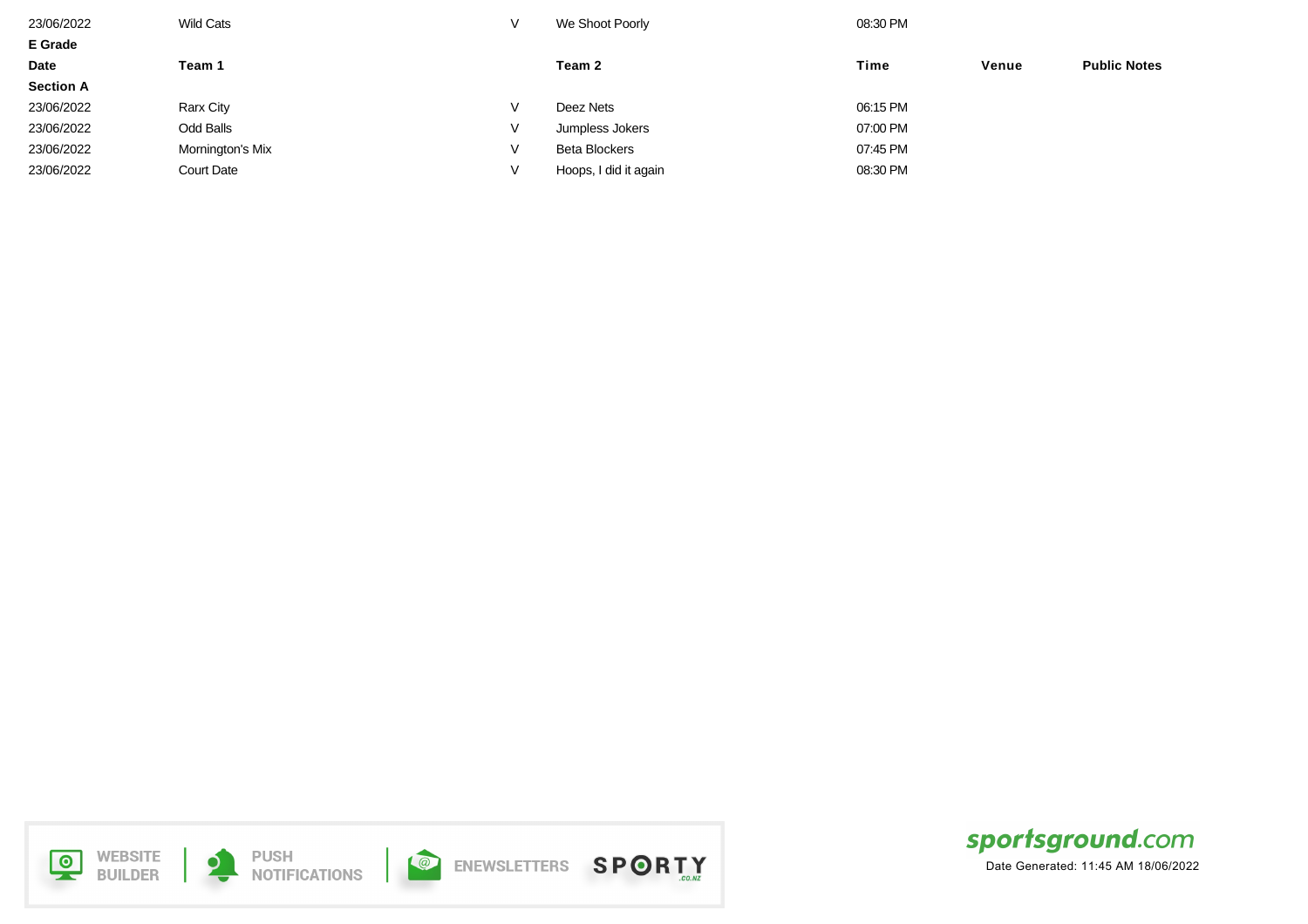| Date | Team 1 | | Team 2 | Time | Venue | Public Notes |
|---|---|---|---|---|---|---|
| 23/06/2022 | Wild Cats | V | We Shoot Poorly | 08:30 PM | | |

**E Grade**

| Date | Team 1 | | Team 2 | Time | Venue | Public Notes |
|---|---|---|---|---|---|---|
| **Section A** | | | | | | |
| 23/06/2022 | Rarx City | V | Deez Nets | 06:15 PM | | |
| 23/06/2022 | Odd Balls | V | Jumpless Jokers | 07:00 PM | | |
| 23/06/2022 | Mornington's Mix | V | Beta Blockers | 07:45 PM | | |
| 23/06/2022 | Court Date | V | Hoops, I did it again | 08:30 PM | | |

WEBSITE BUILDER | PUSH NOTIFICATIONS | ENEWSLETTERS SPORTY .CO.NZ

sportsground.com

Date Generated: 11:45 AM 18/06/2022